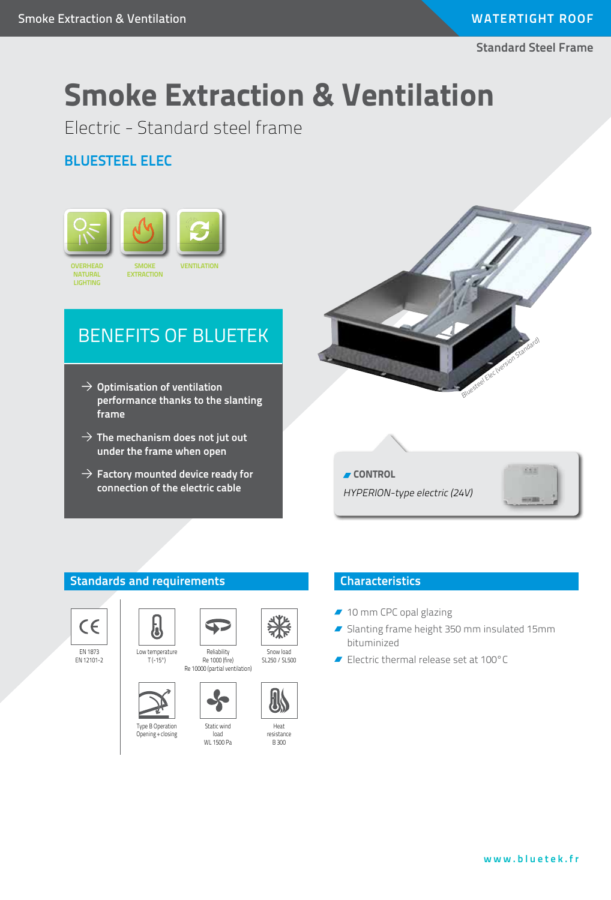WATERTIGHT ROOF

Standard Steel Frame

# Smoke Extraction & Ventilation

Electric - Standard steel frame

## BLUESTEEL ELEC

OVERHEAD NATURAL LIGHTING
SMOKE EXTRACTION
VENTILATION

## BENEFITS OF BLUETEK

→ **Optimisation of ventilation performance thanks to the slanting frame**

→ **The mechanism does not jut out under the frame when open**

→ **Factory mounted device ready for connection of the electric cable**

*Bluesteel Elec (version Standard)*

**CONTROL**

*HYPERION-type electric (24V)*

## Standards and requirements

- EN 1873
  EN 12101-2
- Low temperature
  T (-15°)
- Reliability
  Re 1000 (fire)
  Re 10000 (partial ventilation)
- Snow load
  SL250 / SL500
- Type B Operation
  Opening + closing
- Static wind load
  WL 1500 Pa
- Heat resistance
  B 300

## Characteristics

- 10 mm CPC opal glazing
- Slanting frame height 350 mm insulated 15mm bituminized
- Electric thermal release set at 100°C

www.bluetek.fr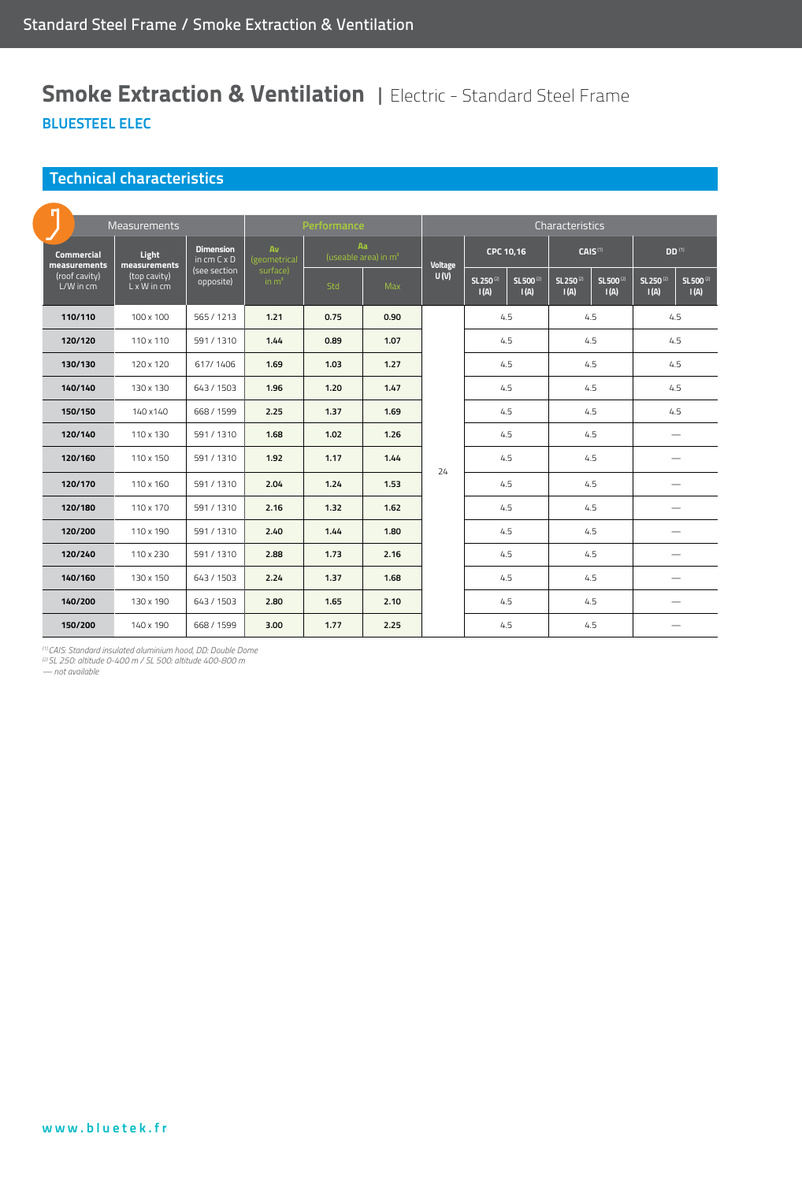# Smoke Extraction & Ventilation | Electric - Standard Steel Frame

**BLUESTEEL ELEC**

## Technical characteristics

| Measurements | | | Performance | | | Characteristics | | | | | | |
|---|---|---|---|---|---|---|---|---|---|---|---|---|
| **Commercial measurements** (roof cavity) L/W in cm | **Light measurements** (top cavity) L x W in cm | **Dimension** in cm C x D (see section opposite) | **Av** (geometrical surface) in m² | **Aa** (useable area) in m² | | **Voltage** U (V) | **CPC 10,16** | | **CAIS** [1] | | **DD** [1] | |
| | | | | Std | Max | | SL250 [2] I (A) | SL500 [2] I (A) | SL250 [2] I (A) | SL500 [2] I (A) | SL250 [2] I (A) | SL500 [2] I (A) |
| **110/110** | 100 x 100 | 565 / 1213 | **1.21** | **0.75** | **0.90** | 24 | 4.5 | | 4.5 | | 4.5 | |
| **120/120** | 110 x 110 | 591 / 1310 | **1.44** | **0.89** | **1.07** | 24 | 4.5 | | 4.5 | | 4.5 | |
| **130/130** | 120 x 120 | 617/ 1406 | **1.69** | **1.03** | **1.27** | 24 | 4.5 | | 4.5 | | 4.5 | |
| **140/140** | 130 x 130 | 643 / 1503 | **1.96** | **1.20** | **1.47** | 24 | 4.5 | | 4.5 | | 4.5 | |
| **150/150** | 140 x140 | 668 / 1599 | **2.25** | **1.37** | **1.69** | 24 | 4.5 | | 4.5 | | 4.5 | |
| **120/140** | 110 x 130 | 591 / 1310 | **1.68** | **1.02** | **1.26** | 24 | 4.5 | | 4.5 | | — | |
| **120/160** | 110 x 150 | 591 / 1310 | **1.92** | **1.17** | **1.44** | 24 | 4.5 | | 4.5 | | — | |
| **120/170** | 110 x 160 | 591 / 1310 | **2.04** | **1.24** | **1.53** | 24 | 4.5 | | 4.5 | | — | |
| **120/180** | 110 x 170 | 591 / 1310 | **2.16** | **1.32** | **1.62** | 24 | 4.5 | | 4.5 | | — | |
| **120/200** | 110 x 190 | 591 / 1310 | **2.40** | **1.44** | **1.80** | 24 | 4.5 | | 4.5 | | — | |
| **120/240** | 110 x 230 | 591 / 1310 | **2.88** | **1.73** | **2.16** | 24 | 4.5 | | 4.5 | | — | |
| **140/160** | 130 x 150 | 643 / 1503 | **2.24** | **1.37** | **1.68** | 24 | 4.5 | | 4.5 | | — | |
| **140/200** | 130 x 190 | 643 / 1503 | **2.80** | **1.65** | **2.10** | 24 | 4.5 | | 4.5 | | — | |
| **150/200** | 140 x 190 | 668 / 1599 | **3.00** | **1.77** | **2.25** | 24 | 4.5 | | 4.5 | | — | |

*[1] CAIS: Standard insulated aluminium hood, DD: Double Dome*
*[2] SL 250: altitude 0-400 m / SL 500: altitude 400-800 m*
*— not available*

www.bluetek.fr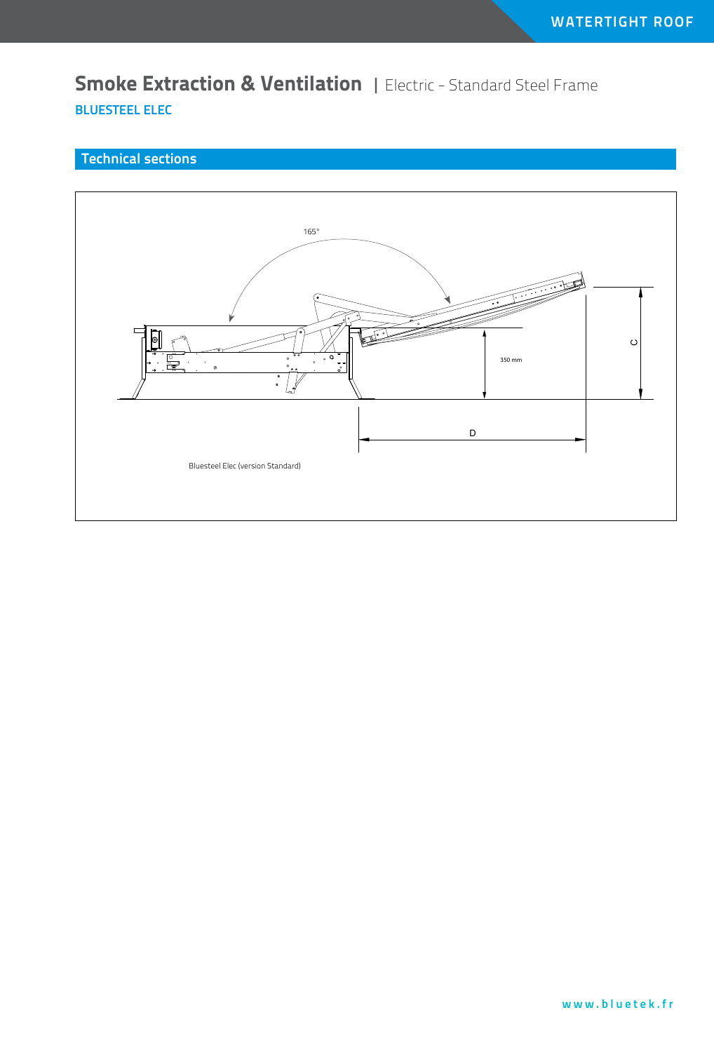# Smoke Extraction & Ventilation | Electric - Standard Steel Frame

**BLUESTEEL ELEC**

## Technical sections

165°

350 mm

C

D

Bluesteel Elec (version Standard)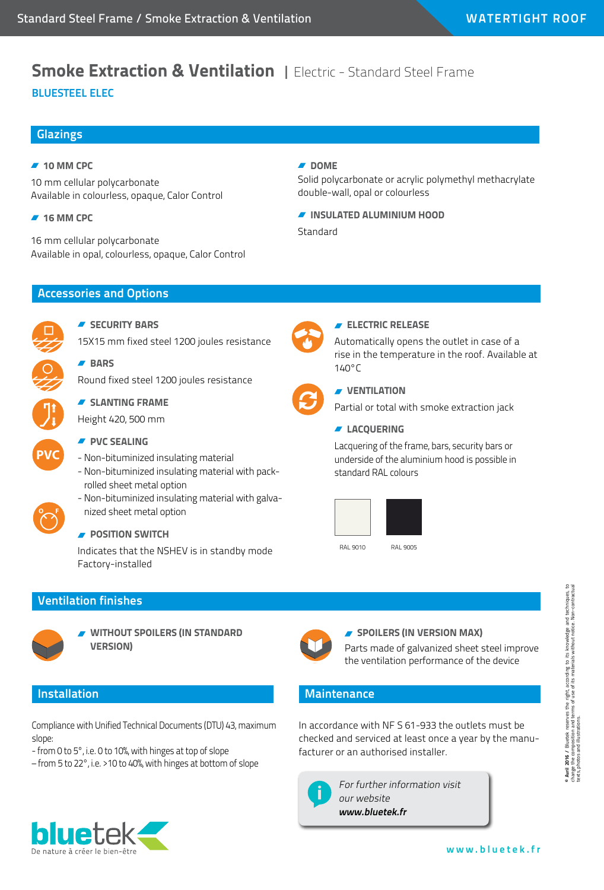# Smoke Extraction & Ventilation | Electric - Standard Steel Frame

**BLUESTEEL ELEC**

## Glazings

### 10 MM CPC

10 mm cellular polycarbonate
Available in colourless, opaque, Calor Control

### 16 MM CPC

16 mm cellular polycarbonate
Available in opal, colourless, opaque, Calor Control

### DOME

Solid polycarbonate or acrylic polymethyl methacrylate double-wall, opal or colourless

### INSULATED ALUMINIUM HOOD

Standard

## Accessories and Options

### SECURITY BARS

15X15 mm fixed steel 1200 joules resistance

### BARS

Round fixed steel 1200 joules resistance

### SLANTING FRAME

Height 420, 500 mm

### PVC SEALING

- Non-bituminized insulating material
- Non-bituminized insulating material with pack-rolled sheet metal option
- Non-bituminized insulating material with galvanized sheet metal option

### POSITION SWITCH

Indicates that the NSHEV is in standby mode
Factory-installed

### ELECTRIC RELEASE

Automatically opens the outlet in case of a rise in the temperature in the roof. Available at 140°C

### VENTILATION

Partial or total with smoke extraction jack

### LACQUERING

Lacquering of the frame, bars, security bars or underside of the aluminium hood is possible in standard RAL colours

RAL 9010

RAL 9005

## Ventilation finishes

### WITHOUT SPOILERS (IN STANDARD VERSION)

### SPOILERS (IN VERSION MAX)

Parts made of galvanized sheet steel improve the ventilation performance of the device

## Installation

Compliance with Unified Technical Documents (DTU) 43, maximum slope:
- from 0 to 5°, i.e. 0 to 10%, with hinges at top of slope
– from 5 to 22°, i.e. >10 to 40%, with hinges at bottom of slope

## Maintenance

In accordance with NF S 61-933 the outlets must be checked and serviced at least once a year by the manufacturer or an authorised installer.

*For further information visit our website* ***www.bluetek.fr***

bluetek
De nature à créer le bien-être

www.bluetek.fr

© Avril 2016 / Bluetek reserves the right, according to its knowledge and techniques, to change the composition and terms of use of its materials without notice. Non-contractual texts, photos and illustrations.